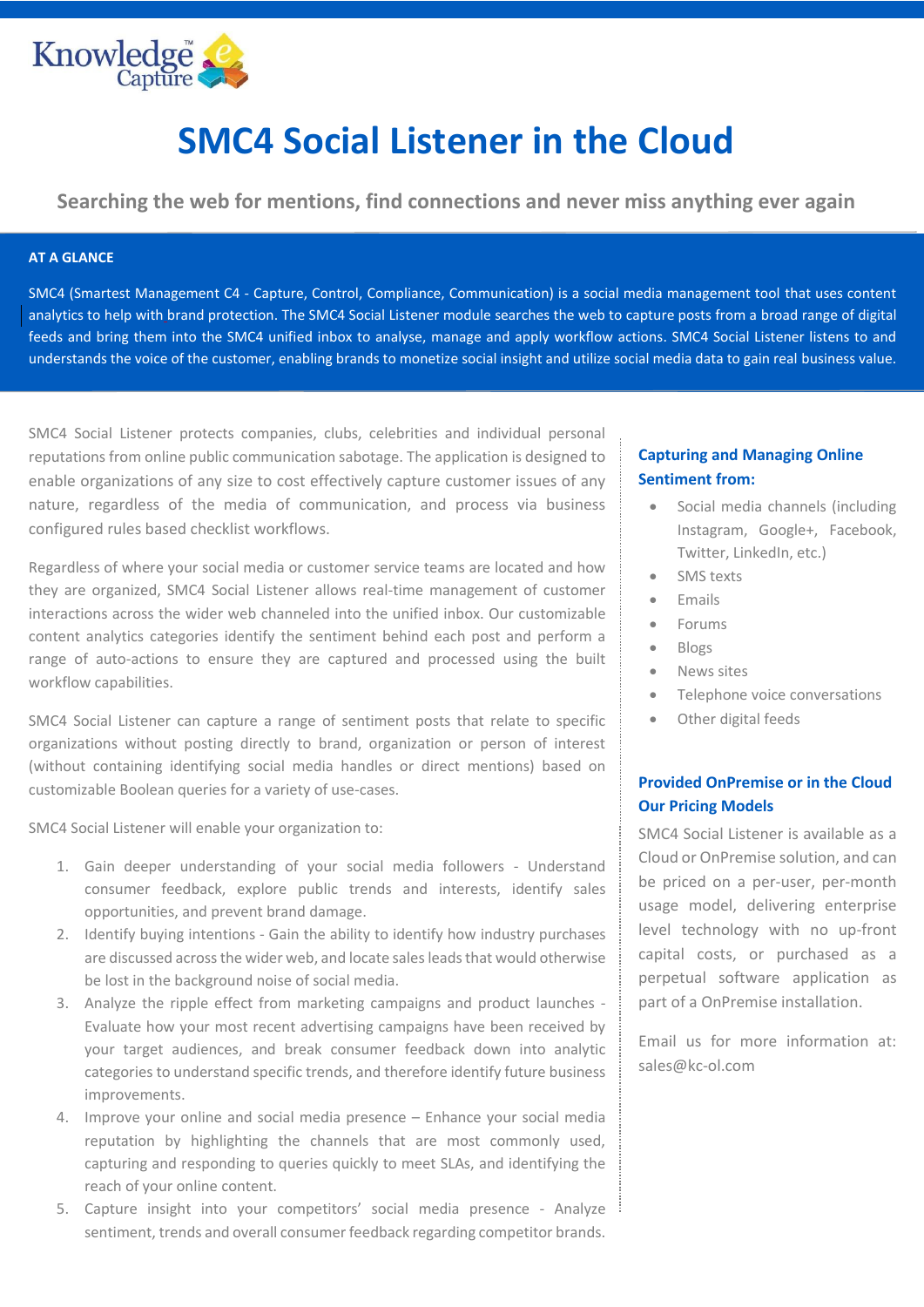Knowledge Capture

# SMC4 Social Listener in the Cloud

## Searching the web for mentions, find connections and never miss anything ever again

**AT A GLANCE**

SMC4 (Smartest Management C4 - Capture, Control, Compliance, Communication) is a social media management tool that uses content analytics to help with brand protection. The SMC4 Social Listener module searches the web to capture posts from a broad range of digital feeds and bring them into the SMC4 unified inbox to analyse, manage and apply workflow actions. SMC4 Social Listener listens to and understands the voice of the customer, enabling brands to monetize social insight and utilize social media data to gain real business value.

SMC4 Social Listener protects companies, clubs, celebrities and individual personal reputations from online public communication sabotage. The application is designed to enable organizations of any size to cost effectively capture customer issues of any nature, regardless of the media of communication, and process via business configured rules based checklist workflows.

Regardless of where your social media or customer service teams are located and how they are organized, SMC4 Social Listener allows real-time management of customer interactions across the wider web channeled into the unified inbox. Our customizable content analytics categories identify the sentiment behind each post and perform a range of auto-actions to ensure they are captured and processed using the built workflow capabilities.

SMC4 Social Listener can capture a range of sentiment posts that relate to specific organizations without posting directly to brand, organization or person of interest (without containing identifying social media handles or direct mentions) based on customizable Boolean queries for a variety of use-cases.

SMC4 Social Listener will enable your organization to:

1. Gain deeper understanding of your social media followers - Understand consumer feedback, explore public trends and interests, identify sales opportunities, and prevent brand damage.
2. Identify buying intentions - Gain the ability to identify how industry purchases are discussed across the wider web, and locate sales leads that would otherwise be lost in the background noise of social media.
3. Analyze the ripple effect from marketing campaigns and product launches - Evaluate how your most recent advertising campaigns have been received by your target audiences, and break consumer feedback down into analytic categories to understand specific trends, and therefore identify future business improvements.
4. Improve your online and social media presence – Enhance your social media reputation by highlighting the channels that are most commonly used, capturing and responding to queries quickly to meet SLAs, and identifying the reach of your online content.
5. Capture insight into your competitors' social media presence - Analyze sentiment, trends and overall consumer feedback regarding competitor brands.

### Capturing and Managing Online Sentiment from:

- Social media channels (including Instagram, Google+, Facebook, Twitter, LinkedIn, etc.)
- SMS texts
- Emails
- Forums
- Blogs
- News sites
- Telephone voice conversations
- Other digital feeds

### Provided OnPremise or in the Cloud Our Pricing Models

SMC4 Social Listener is available as a Cloud or OnPremise solution, and can be priced on a per-user, per-month usage model, delivering enterprise level technology with no up-front capital costs, or purchased as a perpetual software application as part of a OnPremise installation.

Email us for more information at: sales@kc-ol.com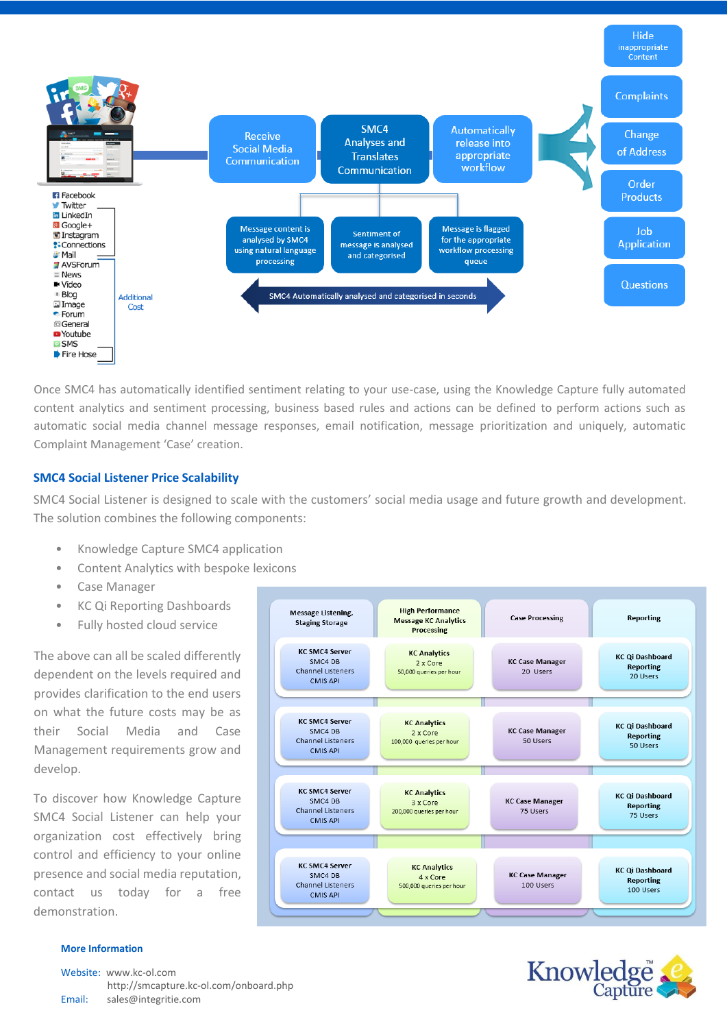Facebook
Twitter
LinkedIn
Google+
Instagram
Connections
Mail
AVSForum
News
Video
Blog
Image
Forum
General
Youtube
SMS
Fire Hose

Additional Cost

Receive Social Media Communication

SMC4 Analyses and Translates Communication

Automatically release into appropriate workflow

Message content is analysed by SMC4 using natural language processing

Sentiment of message is analysed and categorised

Message is flagged for the appropriate workflow processing queue

SMC4 Automatically analysed and categorised in seconds

Hide inappropriate Content

Complaints

Change of Address

Order Products

Job Application

Questions

Once SMC4 has automatically identified sentiment relating to your use-case, using the Knowledge Capture fully automated content analytics and sentiment processing, business based rules and actions can be defined to perform actions such as automatic social media channel message responses, email notification, message prioritization and uniquely, automatic Complaint Management 'Case' creation.

## SMC4 Social Listener Price Scalability

SMC4 Social Listener is designed to scale with the customers' social media usage and future growth and development. The solution combines the following components:

- Knowledge Capture SMC4 application
- Content Analytics with bespoke lexicons
- Case Manager
- KC Qi Reporting Dashboards
- Fully hosted cloud service

The above can all be scaled differently dependent on the levels required and provides clarification to the end users on what the future costs may be as their Social Media and Case Management requirements grow and develop.

To discover how Knowledge Capture SMC4 Social Listener can help your organization cost effectively bring control and efficiency to your online presence and social media reputation, contact us today for a free demonstration.

| Message Listening, Staging Storage | High Performance Message KC Analytics Processing | Case Processing | Reporting |
|---|---|---|---|
| KC SMC4 Server SMC4 DB Channel Listeners CMIS API | KC Analytics 2 x Core 50,000 queries per hour | KC Case Manager 20 Users | KC Qi Dashboard Reporting 20 Users |
| KC SMC4 Server SMC4 DB Channel Listeners CMIS API | KC Analytics 2 x Core 100,000 queries per hour | KC Case Manager 50 Users | KC Qi Dashboard Reporting 50 Users |
| KC SMC4 Server SMC4 DB Channel Listeners CMIS API | KC Analytics 3 x Core 200,000 queries per hour | KC Case Manager 75 Users | KC Qi Dashboard Reporting 75 Users |
| KC SMC4 Server SMC4 DB Channel Listeners CMIS API | KC Analytics 4 x Core 500,000 queries per hour | KC Case Manager 100 Users | KC Qi Dashboard Reporting 100 Users |

**More Information**

Website: www.kc-ol.com
http://smcapture.kc-ol.com/onboard.php
Email: sales@integritie.com

Knowledge Capture™